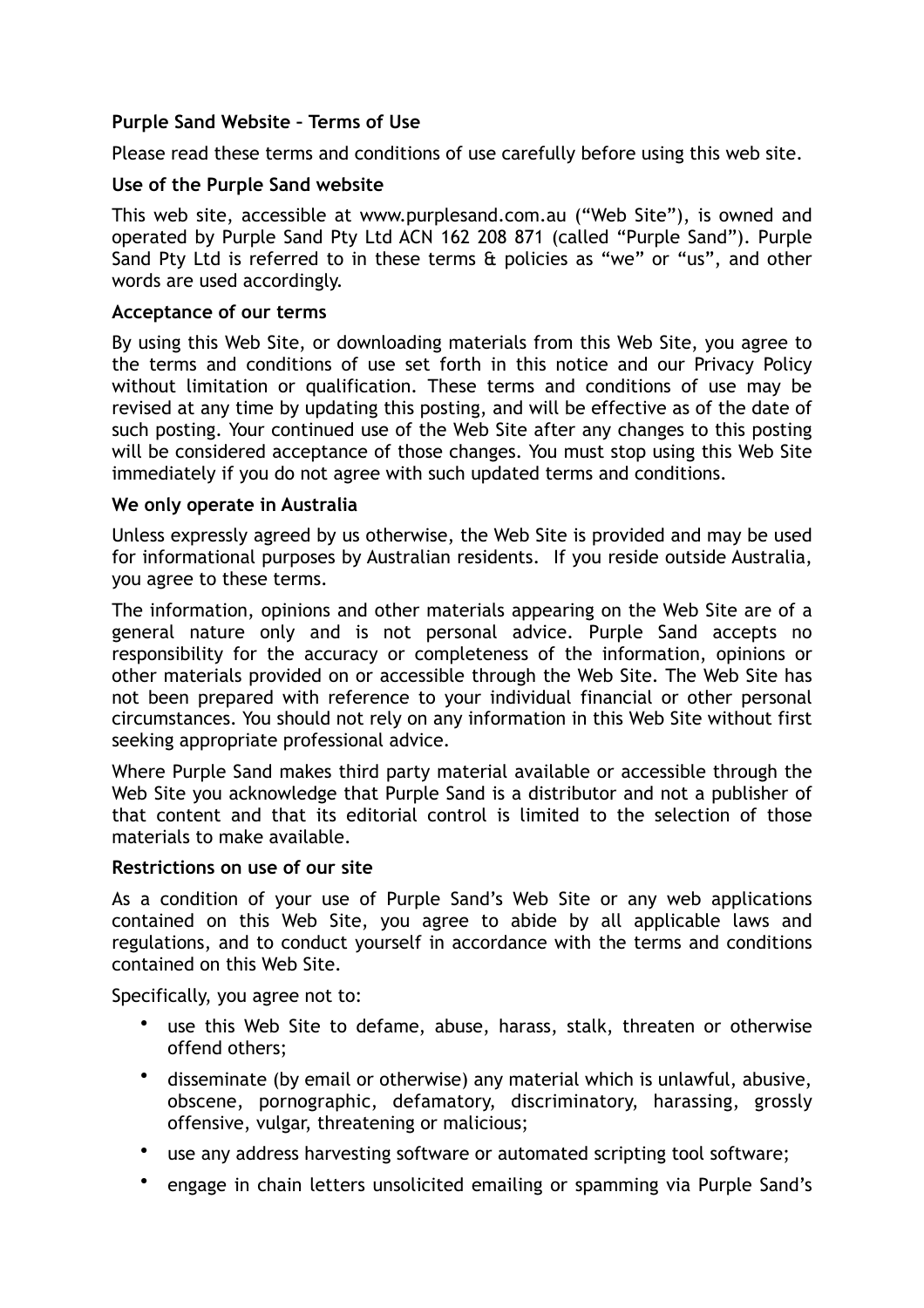**Purple Sand Website – Terms of Use**

Please read these terms and conditions of use carefully before using this web site.

**Use of the Purple Sand website**

This web site, accessible at www.purplesand.com.au ("Web Site"), is owned and operated by Purple Sand Pty Ltd ACN 162 208 871 (called "Purple Sand"). Purple Sand Pty Ltd is referred to in these terms & policies as "we" or "us", and other words are used accordingly.

**Acceptance of our terms**

By using this Web Site, or downloading materials from this Web Site, you agree to the terms and conditions of use set forth in this notice and our Privacy Policy without limitation or qualification. These terms and conditions of use may be revised at any time by updating this posting, and will be effective as of the date of such posting. Your continued use of the Web Site after any changes to this posting will be considered acceptance of those changes. You must stop using this Web Site immediately if you do not agree with such updated terms and conditions.

**We only operate in Australia**

Unless expressly agreed by us otherwise, the Web Site is provided and may be used for informational purposes by Australian residents. If you reside outside Australia, you agree to these terms.

The information, opinions and other materials appearing on the Web Site are of a general nature only and is not personal advice. Purple Sand accepts no responsibility for the accuracy or completeness of the information, opinions or other materials provided on or accessible through the Web Site. The Web Site has not been prepared with reference to your individual financial or other personal circumstances. You should not rely on any information in this Web Site without first seeking appropriate professional advice.

Where Purple Sand makes third party material available or accessible through the Web Site you acknowledge that Purple Sand is a distributor and not a publisher of that content and that its editorial control is limited to the selection of those materials to make available.

**Restrictions on use of our site**

As a condition of your use of Purple Sand's Web Site or any web applications contained on this Web Site, you agree to abide by all applicable laws and regulations, and to conduct yourself in accordance with the terms and conditions contained on this Web Site.

Specifically, you agree not to:

- use this Web Site to defame, abuse, harass, stalk, threaten or otherwise offend others;
- disseminate (by email or otherwise) any material which is unlawful, abusive, obscene, pornographic, defamatory, discriminatory, harassing, grossly offensive, vulgar, threatening or malicious;
- use any address harvesting software or automated scripting tool software;
- engage in chain letters unsolicited emailing or spamming via Purple Sand's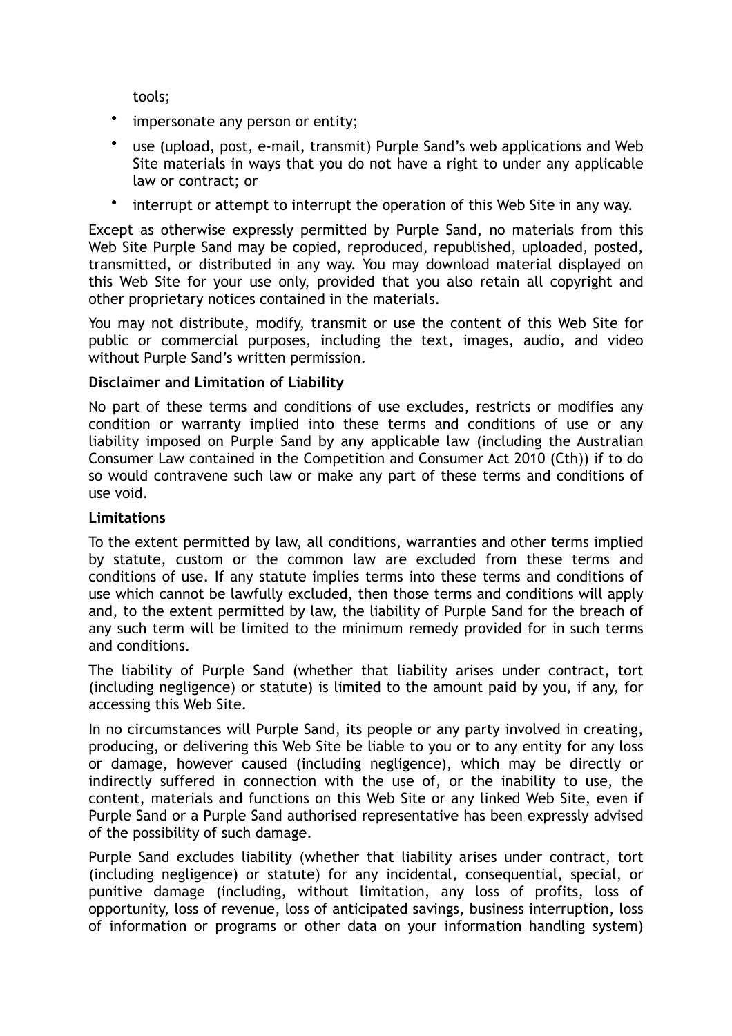tools;

- impersonate any person or entity;
- use (upload, post, e-mail, transmit) Purple Sand's web applications and Web Site materials in ways that you do not have a right to under any applicable law or contract; or
- interrupt or attempt to interrupt the operation of this Web Site in any way.

Except as otherwise expressly permitted by Purple Sand, no materials from this Web Site Purple Sand may be copied, reproduced, republished, uploaded, posted, transmitted, or distributed in any way. You may download material displayed on this Web Site for your use only, provided that you also retain all copyright and other proprietary notices contained in the materials.

You may not distribute, modify, transmit or use the content of this Web Site for public or commercial purposes, including the text, images, audio, and video without Purple Sand's written permission.

**Disclaimer and Limitation of Liability**

No part of these terms and conditions of use excludes, restricts or modifies any condition or warranty implied into these terms and conditions of use or any liability imposed on Purple Sand by any applicable law (including the Australian Consumer Law contained in the Competition and Consumer Act 2010 (Cth)) if to do so would contravene such law or make any part of these terms and conditions of use void.

**Limitations**

To the extent permitted by law, all conditions, warranties and other terms implied by statute, custom or the common law are excluded from these terms and conditions of use. If any statute implies terms into these terms and conditions of use which cannot be lawfully excluded, then those terms and conditions will apply and, to the extent permitted by law, the liability of Purple Sand for the breach of any such term will be limited to the minimum remedy provided for in such terms and conditions.

The liability of Purple Sand (whether that liability arises under contract, tort (including negligence) or statute) is limited to the amount paid by you, if any, for accessing this Web Site.

In no circumstances will Purple Sand, its people or any party involved in creating, producing, or delivering this Web Site be liable to you or to any entity for any loss or damage, however caused (including negligence), which may be directly or indirectly suffered in connection with the use of, or the inability to use, the content, materials and functions on this Web Site or any linked Web Site, even if Purple Sand or a Purple Sand authorised representative has been expressly advised of the possibility of such damage.

Purple Sand excludes liability (whether that liability arises under contract, tort (including negligence) or statute) for any incidental, consequential, special, or punitive damage (including, without limitation, any loss of profits, loss of opportunity, loss of revenue, loss of anticipated savings, business interruption, loss of information or programs or other data on your information handling system)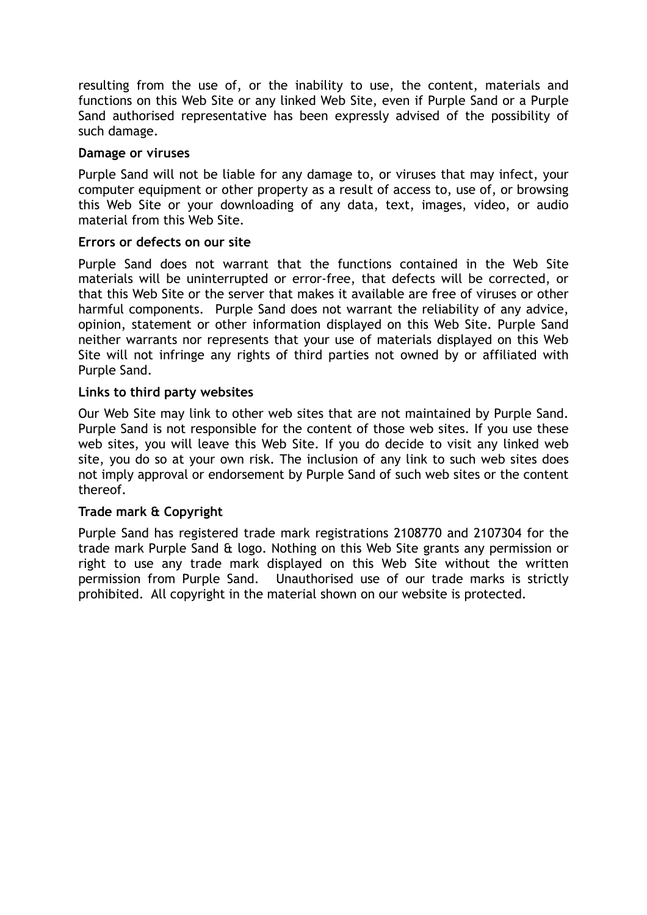resulting from the use of, or the inability to use, the content, materials and functions on this Web Site or any linked Web Site, even if Purple Sand or a Purple Sand authorised representative has been expressly advised of the possibility of such damage.

**Damage or viruses**

Purple Sand will not be liable for any damage to, or viruses that may infect, your computer equipment or other property as a result of access to, use of, or browsing this Web Site or your downloading of any data, text, images, video, or audio material from this Web Site.

**Errors or defects on our site**

Purple Sand does not warrant that the functions contained in the Web Site materials will be uninterrupted or error-free, that defects will be corrected, or that this Web Site or the server that makes it available are free of viruses or other harmful components. Purple Sand does not warrant the reliability of any advice, opinion, statement or other information displayed on this Web Site. Purple Sand neither warrants nor represents that your use of materials displayed on this Web Site will not infringe any rights of third parties not owned by or affiliated with Purple Sand.

**Links to third party websites**

Our Web Site may link to other web sites that are not maintained by Purple Sand. Purple Sand is not responsible for the content of those web sites. If you use these web sites, you will leave this Web Site. If you do decide to visit any linked web site, you do so at your own risk. The inclusion of any link to such web sites does not imply approval or endorsement by Purple Sand of such web sites or the content thereof.

**Trade mark & Copyright**

Purple Sand has registered trade mark registrations 2108770 and 2107304 for the trade mark Purple Sand & logo. Nothing on this Web Site grants any permission or right to use any trade mark displayed on this Web Site without the written permission from Purple Sand. Unauthorised use of our trade marks is strictly prohibited. All copyright in the material shown on our website is protected.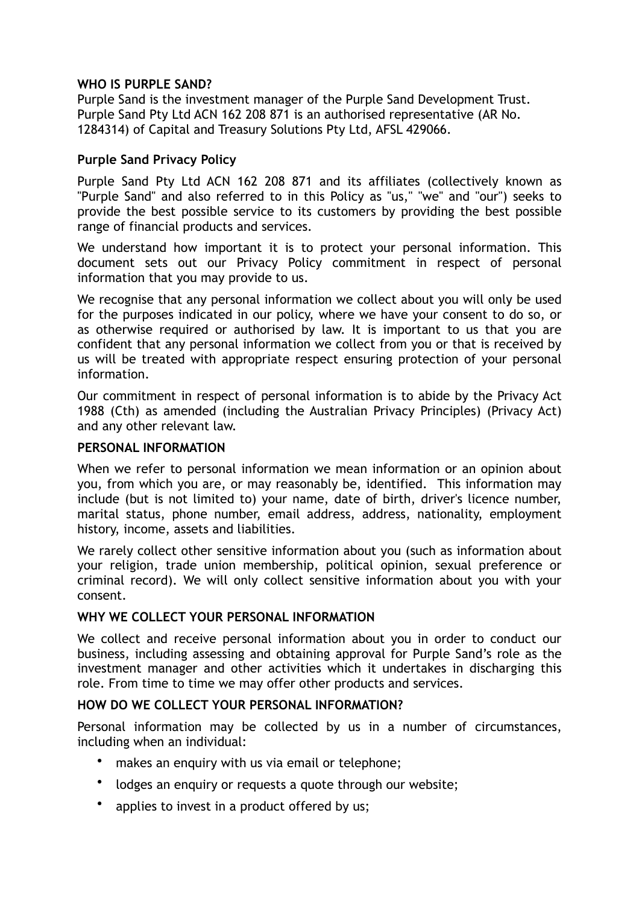**WHO IS PURPLE SAND?**

Purple Sand is the investment manager of the Purple Sand Development Trust. Purple Sand Pty Ltd ACN 162 208 871 is an authorised representative (AR No. 1284314) of Capital and Treasury Solutions Pty Ltd, AFSL 429066.

**Purple Sand Privacy Policy**

Purple Sand Pty Ltd ACN 162 208 871 and its affiliates (collectively known as "Purple Sand" and also referred to in this Policy as "us," "we" and "our") seeks to provide the best possible service to its customers by providing the best possible range of financial products and services.

We understand how important it is to protect your personal information. This document sets out our Privacy Policy commitment in respect of personal information that you may provide to us.

We recognise that any personal information we collect about you will only be used for the purposes indicated in our policy, where we have your consent to do so, or as otherwise required or authorised by law. It is important to us that you are confident that any personal information we collect from you or that is received by us will be treated with appropriate respect ensuring protection of your personal information.

Our commitment in respect of personal information is to abide by the Privacy Act 1988 (Cth) as amended (including the Australian Privacy Principles) (Privacy Act) and any other relevant law.

**PERSONAL INFORMATION**

When we refer to personal information we mean information or an opinion about you, from which you are, or may reasonably be, identified. This information may include (but is not limited to) your name, date of birth, driver's licence number, marital status, phone number, email address, address, nationality, employment history, income, assets and liabilities.

We rarely collect other sensitive information about you (such as information about your religion, trade union membership, political opinion, sexual preference or criminal record). We will only collect sensitive information about you with your consent.

**WHY WE COLLECT YOUR PERSONAL INFORMATION**

We collect and receive personal information about you in order to conduct our business, including assessing and obtaining approval for Purple Sand's role as the investment manager and other activities which it undertakes in discharging this role. From time to time we may offer other products and services.

**HOW DO WE COLLECT YOUR PERSONAL INFORMATION?**

Personal information may be collected by us in a number of circumstances, including when an individual:

- makes an enquiry with us via email or telephone;
- lodges an enquiry or requests a quote through our website;
- applies to invest in a product offered by us;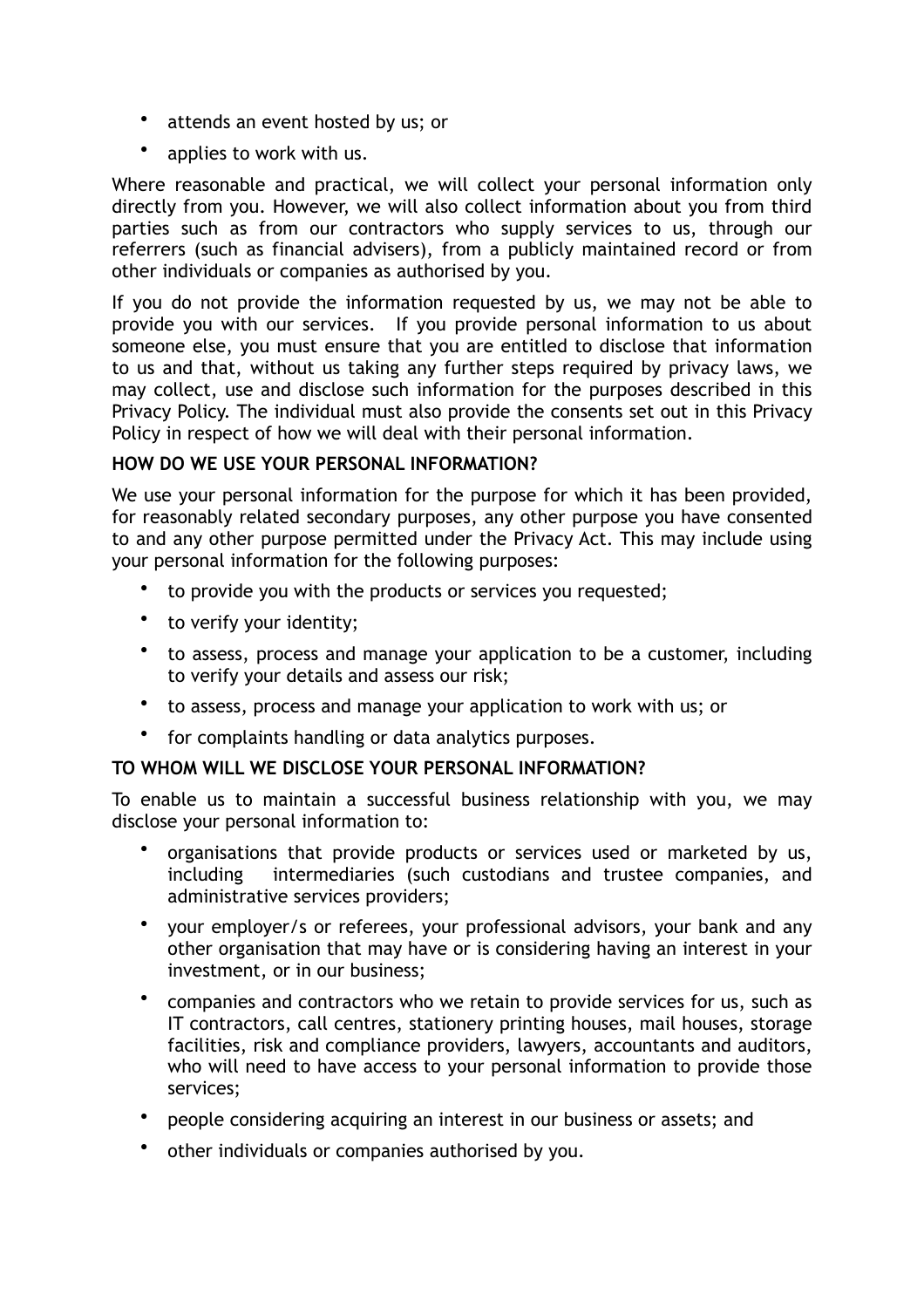- attends an event hosted by us; or
- applies to work with us.

Where reasonable and practical, we will collect your personal information only directly from you. However, we will also collect information about you from third parties such as from our contractors who supply services to us, through our referrers (such as financial advisers), from a publicly maintained record or from other individuals or companies as authorised by you.

If you do not provide the information requested by us, we may not be able to provide you with our services. If you provide personal information to us about someone else, you must ensure that you are entitled to disclose that information to us and that, without us taking any further steps required by privacy laws, we may collect, use and disclose such information for the purposes described in this Privacy Policy. The individual must also provide the consents set out in this Privacy Policy in respect of how we will deal with their personal information.

**HOW DO WE USE YOUR PERSONAL INFORMATION?**

We use your personal information for the purpose for which it has been provided, for reasonably related secondary purposes, any other purpose you have consented to and any other purpose permitted under the Privacy Act. This may include using your personal information for the following purposes:

- to provide you with the products or services you requested;
- to verify your identity;
- to assess, process and manage your application to be a customer, including to verify your details and assess our risk;
- to assess, process and manage your application to work with us; or
- for complaints handling or data analytics purposes.

**TO WHOM WILL WE DISCLOSE YOUR PERSONAL INFORMATION?**

To enable us to maintain a successful business relationship with you, we may disclose your personal information to:

- organisations that provide products or services used or marketed by us, including intermediaries (such custodians and trustee companies, and administrative services providers;
- your employer/s or referees, your professional advisors, your bank and any other organisation that may have or is considering having an interest in your investment, or in our business;
- companies and contractors who we retain to provide services for us, such as IT contractors, call centres, stationery printing houses, mail houses, storage facilities, risk and compliance providers, lawyers, accountants and auditors, who will need to have access to your personal information to provide those services;
- people considering acquiring an interest in our business or assets; and
- other individuals or companies authorised by you.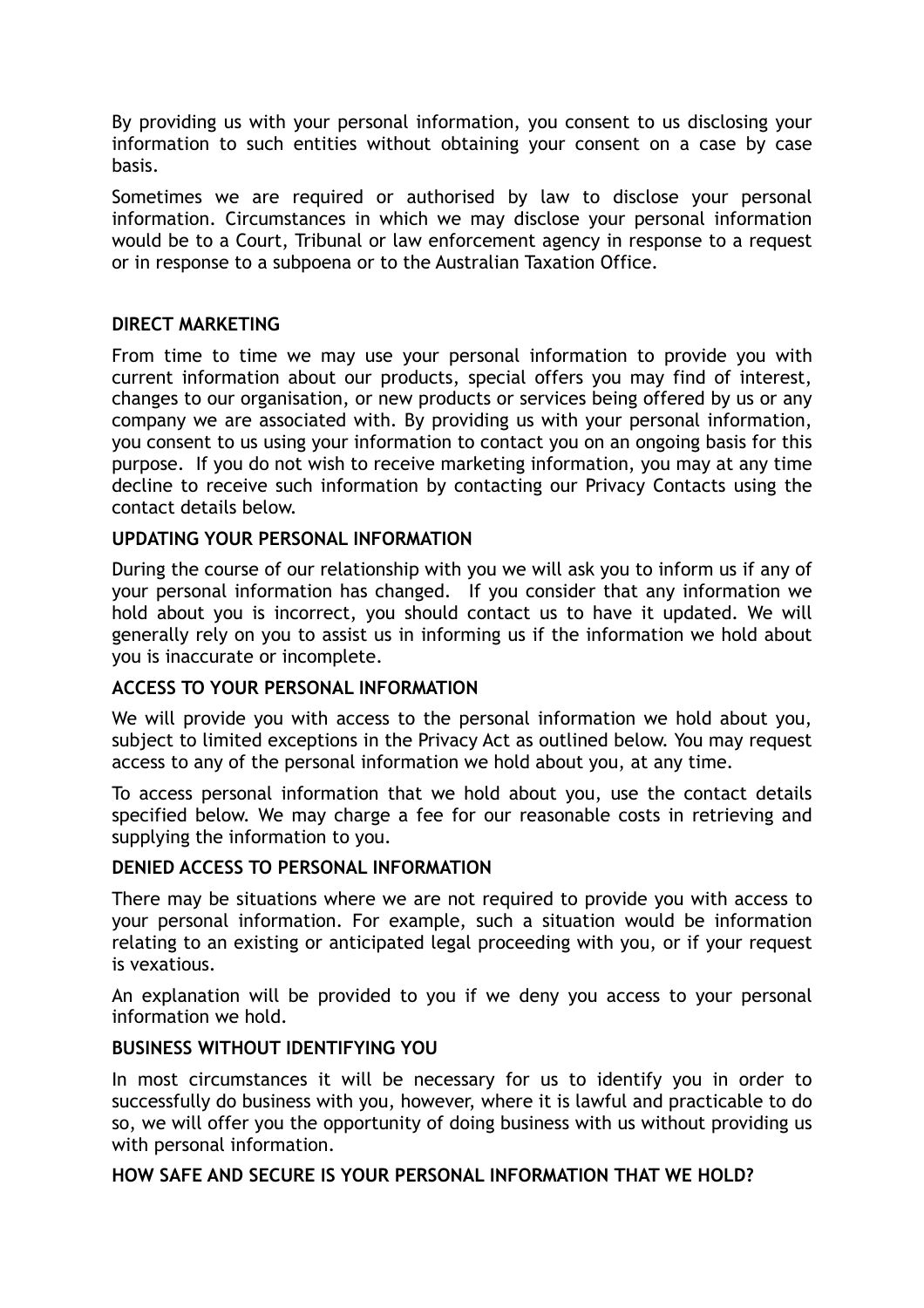By providing us with your personal information, you consent to us disclosing your information to such entities without obtaining your consent on a case by case basis.

Sometimes we are required or authorised by law to disclose your personal information. Circumstances in which we may disclose your personal information would be to a Court, Tribunal or law enforcement agency in response to a request or in response to a subpoena or to the Australian Taxation Office.

**DIRECT MARKETING**

From time to time we may use your personal information to provide you with current information about our products, special offers you may find of interest, changes to our organisation, or new products or services being offered by us or any company we are associated with. By providing us with your personal information, you consent to us using your information to contact you on an ongoing basis for this purpose. If you do not wish to receive marketing information, you may at any time decline to receive such information by contacting our Privacy Contacts using the contact details below.

**UPDATING YOUR PERSONAL INFORMATION**

During the course of our relationship with you we will ask you to inform us if any of your personal information has changed. If you consider that any information we hold about you is incorrect, you should contact us to have it updated. We will generally rely on you to assist us in informing us if the information we hold about you is inaccurate or incomplete.

**ACCESS TO YOUR PERSONAL INFORMATION**

We will provide you with access to the personal information we hold about you, subject to limited exceptions in the Privacy Act as outlined below. You may request access to any of the personal information we hold about you, at any time.

To access personal information that we hold about you, use the contact details specified below. We may charge a fee for our reasonable costs in retrieving and supplying the information to you.

**DENIED ACCESS TO PERSONAL INFORMATION**

There may be situations where we are not required to provide you with access to your personal information. For example, such a situation would be information relating to an existing or anticipated legal proceeding with you, or if your request is vexatious.

An explanation will be provided to you if we deny you access to your personal information we hold.

**BUSINESS WITHOUT IDENTIFYING YOU**

In most circumstances it will be necessary for us to identify you in order to successfully do business with you, however, where it is lawful and practicable to do so, we will offer you the opportunity of doing business with us without providing us with personal information.

**HOW SAFE AND SECURE IS YOUR PERSONAL INFORMATION THAT WE HOLD?**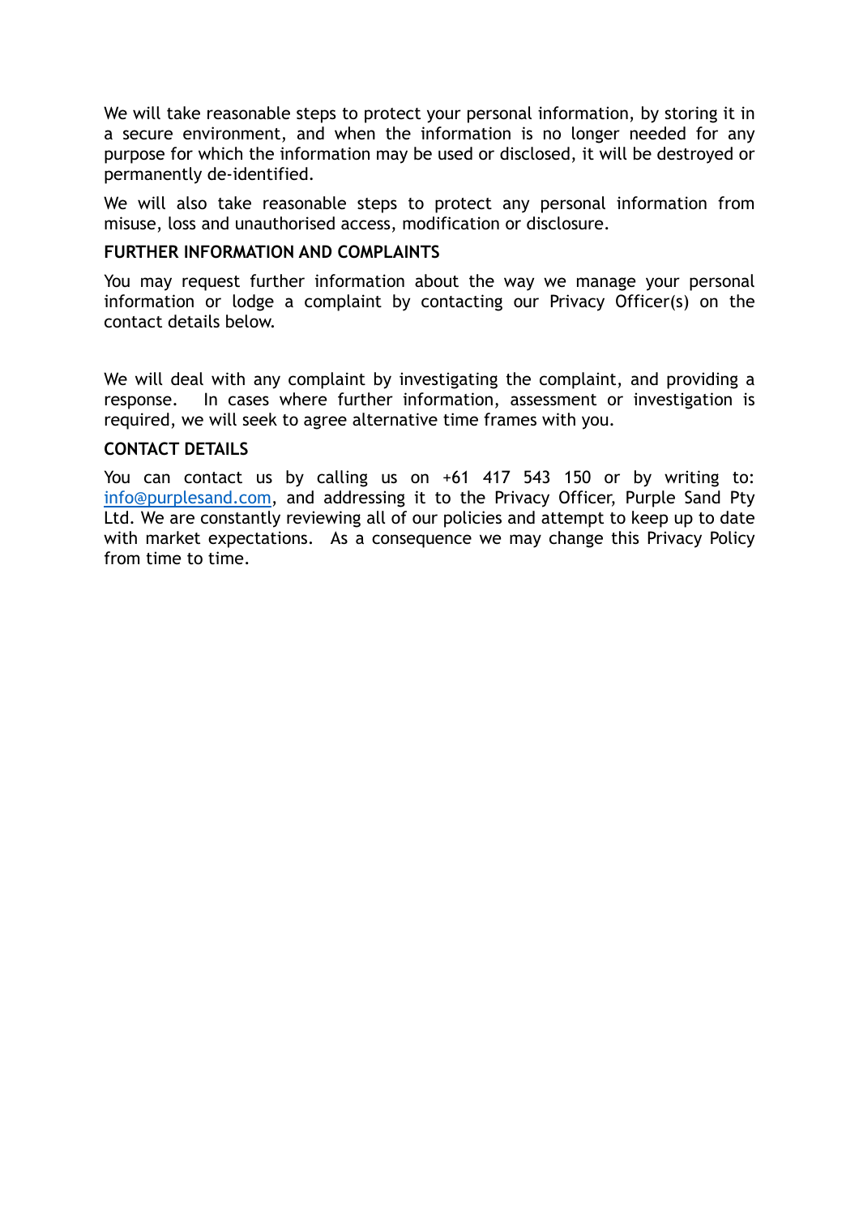We will take reasonable steps to protect your personal information, by storing it in a secure environment, and when the information is no longer needed for any purpose for which the information may be used or disclosed, it will be destroyed or permanently de-identified.

We will also take reasonable steps to protect any personal information from misuse, loss and unauthorised access, modification or disclosure.

**FURTHER INFORMATION AND COMPLAINTS**

You may request further information about the way we manage your personal information or lodge a complaint by contacting our Privacy Officer(s) on the contact details below.

We will deal with any complaint by investigating the complaint, and providing a response. In cases where further information, assessment or investigation is required, we will seek to agree alternative time frames with you.

**CONTACT DETAILS**

You can contact us by calling us on +61 417 543 150 or by writing to: info@purplesand.com, and addressing it to the Privacy Officer, Purple Sand Pty Ltd. We are constantly reviewing all of our policies and attempt to keep up to date with market expectations. As a consequence we may change this Privacy Policy from time to time.